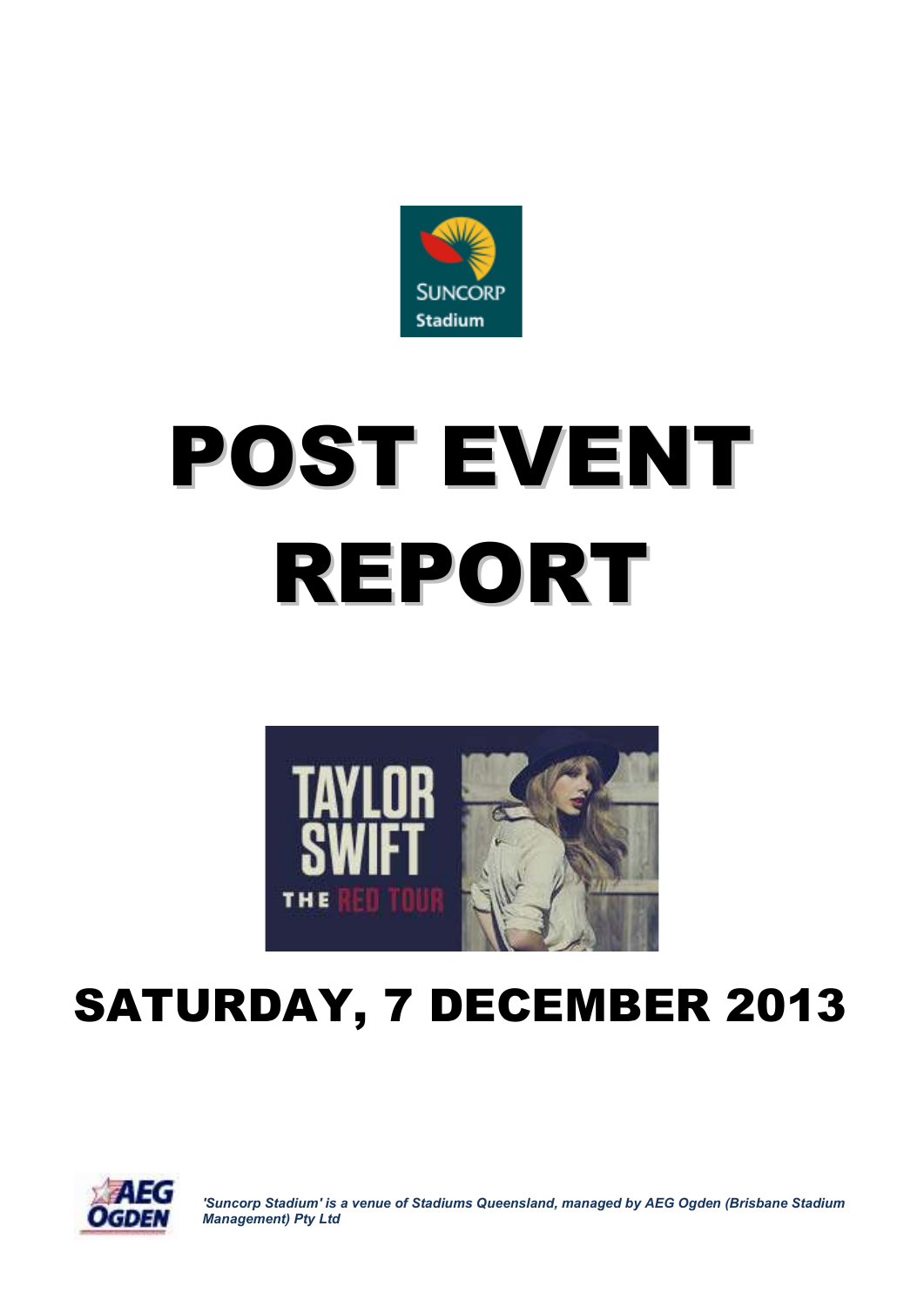# POST EVENT REPORT

## SATURDAY, 7 DECEMBER 2013

*'Suncorp Stadium' is a venue of Stadiums Queensland, managed by AEG Ogden (Brisbane Stadium Management) Pty Ltd*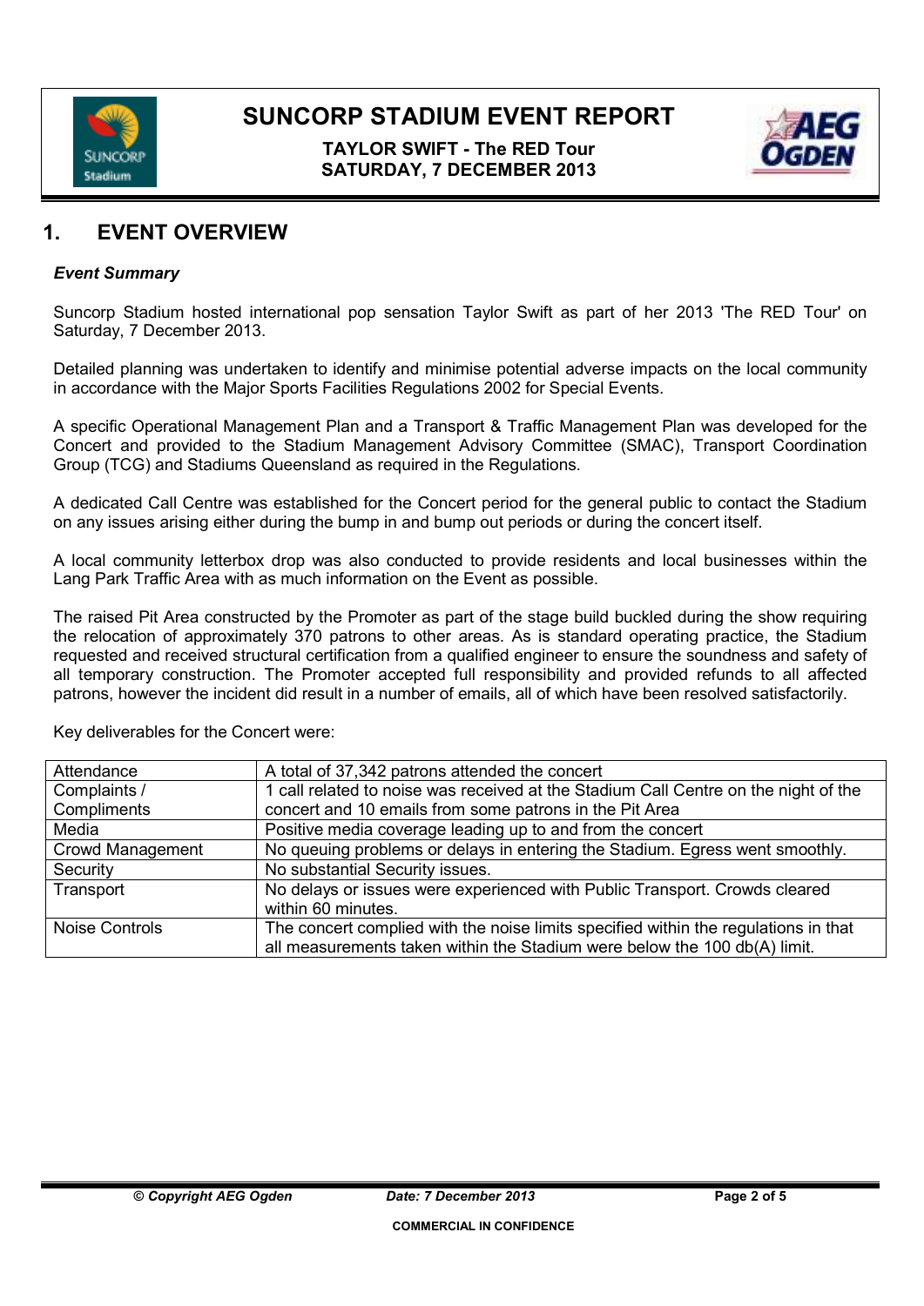# SUNCORP STADIUM EVENT REPORT

**TAYLOR SWIFT - The RED Tour**
**SATURDAY, 7 DECEMBER 2013**

## 1. EVENT OVERVIEW

***Event Summary***

Suncorp Stadium hosted international pop sensation Taylor Swift as part of her 2013 'The RED Tour' on Saturday, 7 December 2013.

Detailed planning was undertaken to identify and minimise potential adverse impacts on the local community in accordance with the Major Sports Facilities Regulations 2002 for Special Events.

A specific Operational Management Plan and a Transport & Traffic Management Plan was developed for the Concert and provided to the Stadium Management Advisory Committee (SMAC), Transport Coordination Group (TCG) and Stadiums Queensland as required in the Regulations.

A dedicated Call Centre was established for the Concert period for the general public to contact the Stadium on any issues arising either during the bump in and bump out periods or during the concert itself.

A local community letterbox drop was also conducted to provide residents and local businesses within the Lang Park Traffic Area with as much information on the Event as possible.

The raised Pit Area constructed by the Promoter as part of the stage build buckled during the show requiring the relocation of approximately 370 patrons to other areas. As is standard operating practice, the Stadium requested and received structural certification from a qualified engineer to ensure the soundness and safety of all temporary construction. The Promoter accepted full responsibility and provided refunds to all affected patrons, however the incident did result in a number of emails, all of which have been resolved satisfactorily.

Key deliverables for the Concert were:

| | |
|---|---|
| Attendance | A total of 37,342 patrons attended the concert |
| Complaints / Compliments | 1 call related to noise was received at the Stadium Call Centre on the night of the concert and 10 emails from some patrons in the Pit Area |
| Media | Positive media coverage leading up to and from the concert |
| Crowd Management | No queuing problems or delays in entering the Stadium. Egress went smoothly. |
| Security | No substantial Security issues. |
| Transport | No delays or issues were experienced with Public Transport. Crowds cleared within 60 minutes. |
| Noise Controls | The concert complied with the noise limits specified within the regulations in that all measurements taken within the Stadium were below the 100 db(A) limit. |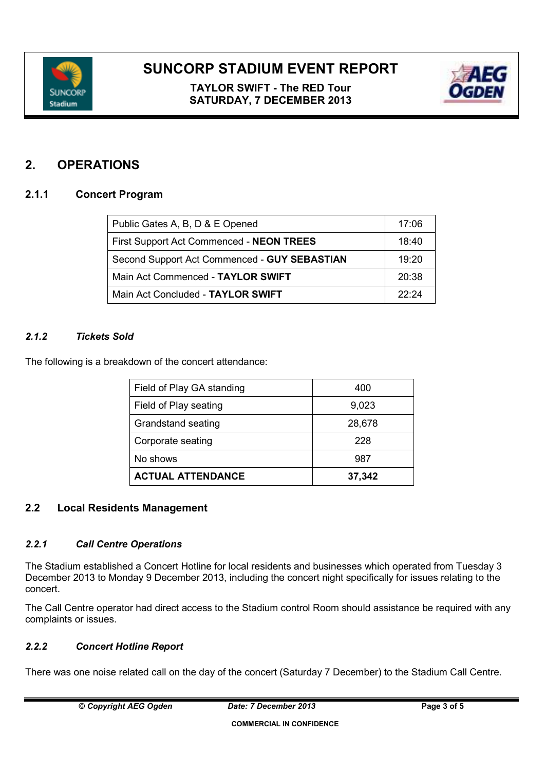## 2. OPERATIONS

### 2.1.1 Concert Program

| | |
|---|---|
| Public Gates A, B, D & E Opened | 17:06 |
| First Support Act Commenced - **NEON TREES** | 18:40 |
| Second Support Act Commenced - **GUY SEBASTIAN** | 19:20 |
| Main Act Commenced - **TAYLOR SWIFT** | 20:38 |
| Main Act Concluded - **TAYLOR SWIFT** | 22:24 |

### *2.1.2 Tickets Sold*

The following is a breakdown of the concert attendance:

| | |
|---|---|
| Field of Play GA standing | 400 |
| Field of Play seating | 9,023 |
| Grandstand seating | 28,678 |
| Corporate seating | 228 |
| No shows | 987 |
| **ACTUAL ATTENDANCE** | **37,342** |

## 2.2 Local Residents Management

### *2.2.1 Call Centre Operations*

The Stadium established a Concert Hotline for local residents and businesses which operated from Tuesday 3 December 2013 to Monday 9 December 2013, including the concert night specifically for issues relating to the concert.

The Call Centre operator had direct access to the Stadium control Room should assistance be required with any complaints or issues.

### *2.2.2 Concert Hotline Report*

There was one noise related call on the day of the concert (Saturday 7 December) to the Stadium Call Centre.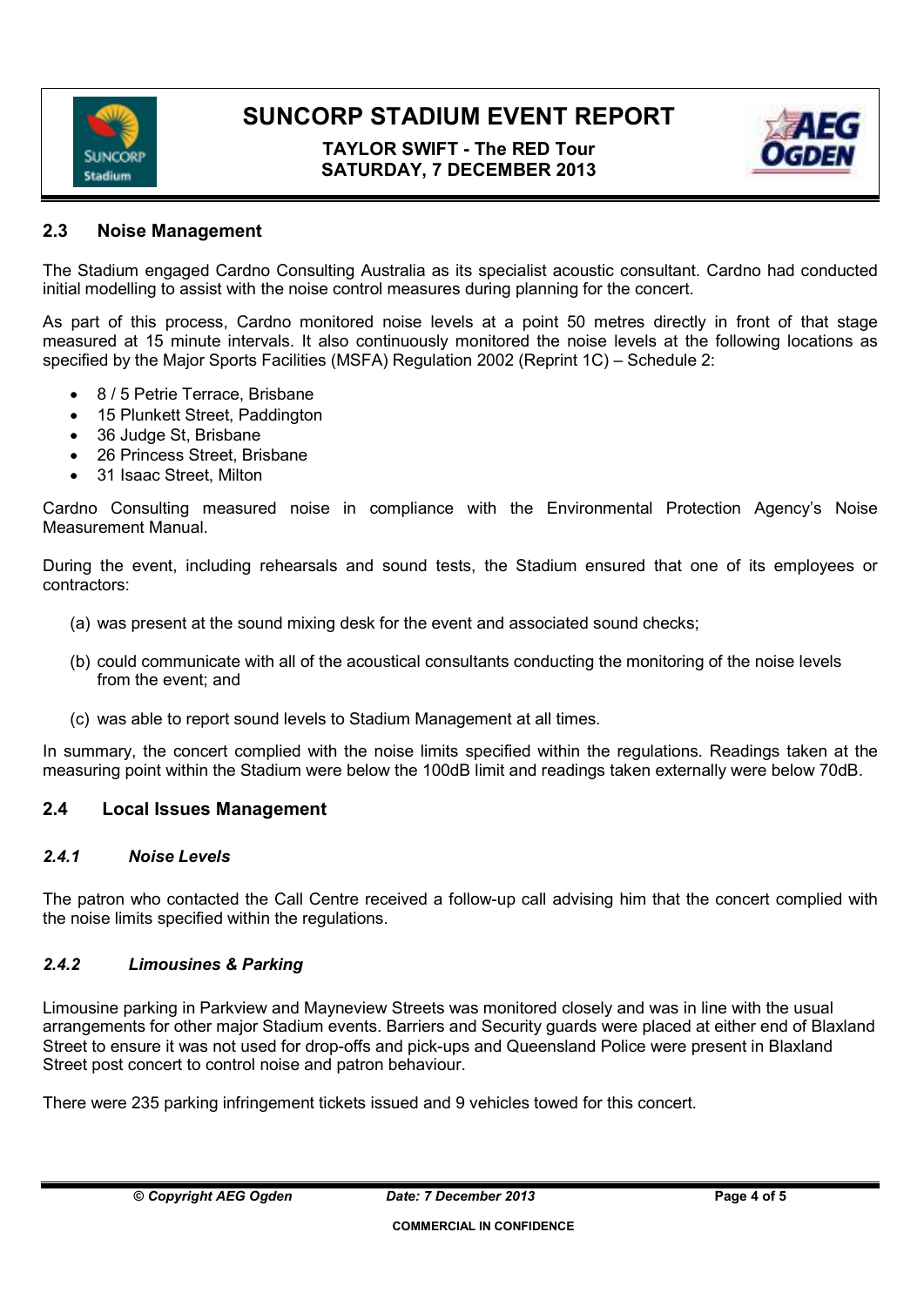## 2.3 Noise Management

The Stadium engaged Cardno Consulting Australia as its specialist acoustic consultant. Cardno had conducted initial modelling to assist with the noise control measures during planning for the concert.

As part of this process, Cardno monitored noise levels at a point 50 metres directly in front of that stage measured at 15 minute intervals. It also continuously monitored the noise levels at the following locations as specified by the Major Sports Facilities (MSFA) Regulation 2002 (Reprint 1C) – Schedule 2:

- 8 / 5 Petrie Terrace, Brisbane
- 15 Plunkett Street, Paddington
- 36 Judge St, Brisbane
- 26 Princess Street, Brisbane
- 31 Isaac Street, Milton

Cardno Consulting measured noise in compliance with the Environmental Protection Agency's Noise Measurement Manual.

During the event, including rehearsals and sound tests, the Stadium ensured that one of its employees or contractors:

(a) was present at the sound mixing desk for the event and associated sound checks;

(b) could communicate with all of the acoustical consultants conducting the monitoring of the noise levels from the event; and

(c) was able to report sound levels to Stadium Management at all times.

In summary, the concert complied with the noise limits specified within the regulations. Readings taken at the measuring point within the Stadium were below the 100dB limit and readings taken externally were below 70dB.

## 2.4 Local Issues Management

### *2.4.1 Noise Levels*

The patron who contacted the Call Centre received a follow-up call advising him that the concert complied with the noise limits specified within the regulations.

### *2.4.2 Limousines & Parking*

Limousine parking in Parkview and Mayneview Streets was monitored closely and was in line with the usual arrangements for other major Stadium events. Barriers and Security guards were placed at either end of Blaxland Street to ensure it was not used for drop-offs and pick-ups and Queensland Police were present in Blaxland Street post concert to control noise and patron behaviour.

There were 235 parking infringement tickets issued and 9 vehicles towed for this concert.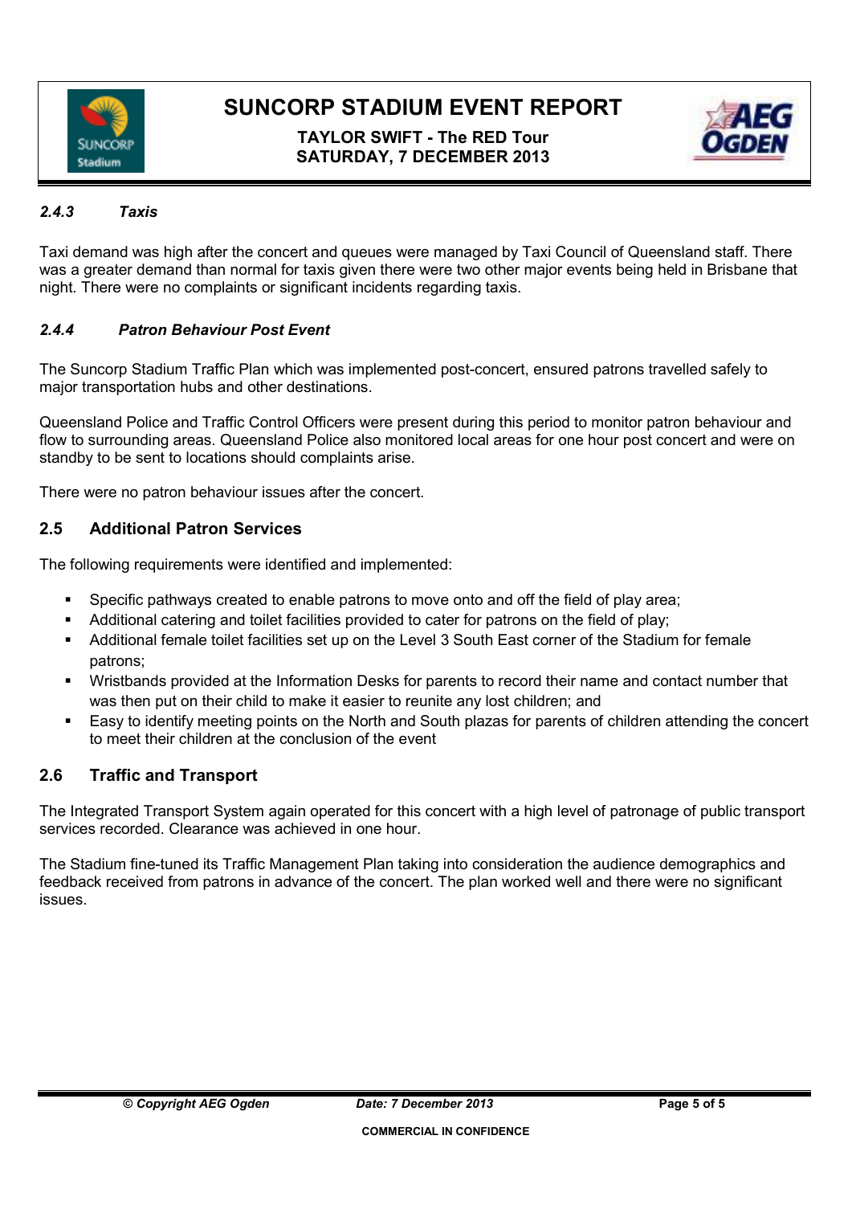#### *2.4.3 Taxis*

Taxi demand was high after the concert and queues were managed by Taxi Council of Queensland staff. There was a greater demand than normal for taxis given there were two other major events being held in Brisbane that night. There were no complaints or significant incidents regarding taxis.

#### *2.4.4 Patron Behaviour Post Event*

The Suncorp Stadium Traffic Plan which was implemented post-concert, ensured patrons travelled safely to major transportation hubs and other destinations.

Queensland Police and Traffic Control Officers were present during this period to monitor patron behaviour and flow to surrounding areas. Queensland Police also monitored local areas for one hour post concert and were on standby to be sent to locations should complaints arise.

There were no patron behaviour issues after the concert.

### 2.5 Additional Patron Services

The following requirements were identified and implemented:

- Specific pathways created to enable patrons to move onto and off the field of play area;
- Additional catering and toilet facilities provided to cater for patrons on the field of play;
- Additional female toilet facilities set up on the Level 3 South East corner of the Stadium for female patrons;
- Wristbands provided at the Information Desks for parents to record their name and contact number that was then put on their child to make it easier to reunite any lost children; and
- Easy to identify meeting points on the North and South plazas for parents of children attending the concert to meet their children at the conclusion of the event

### 2.6 Traffic and Transport

The Integrated Transport System again operated for this concert with a high level of patronage of public transport services recorded. Clearance was achieved in one hour.

The Stadium fine-tuned its Traffic Management Plan taking into consideration the audience demographics and feedback received from patrons in advance of the concert. The plan worked well and there were no significant issues.